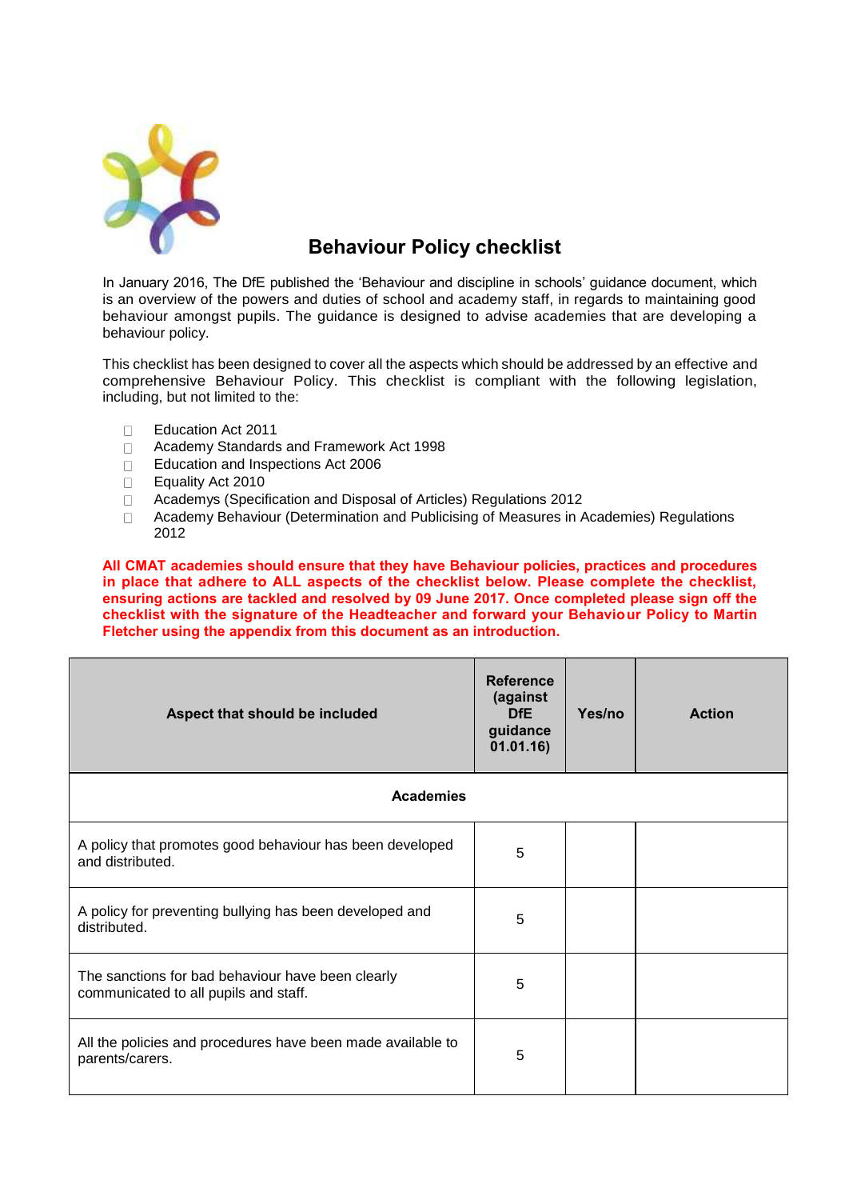# Behaviour Policy checklist

In January 2016, The DfE published the 'Behaviour and discipline in schools' guidance document, which is an overview of the powers and duties of school and academy staff, in regards to maintaining good behaviour amongst pupils. The guidance is designed to advise academies that are developing a behaviour policy.

This checklist has been designed to cover all the aspects which should be addressed by an effective and comprehensive Behaviour Policy. This checklist is compliant with the following legislation, including, but not limited to the:

- Education Act 2011
- Academy Standards and Framework Act 1998
- Education and Inspections Act 2006
- Equality Act 2010
- Academys (Specification and Disposal of Articles) Regulations 2012
- Academy Behaviour (Determination and Publicising of Measures in Academies) Regulations 2012

**All CMAT academies should ensure that they have Behaviour policies, practices and procedures in place that adhere to ALL aspects of the checklist below. Please complete the checklist, ensuring actions are tackled and resolved by 09 June 2017. Once completed please sign off the checklist with the signature of the Headteacher and forward your Behaviour Policy to Martin Fletcher using the appendix from this document as an introduction.**

| Aspect that should be included | Reference (against DfE guidance 01.01.16) | Yes/no | Action |
|---|---|---|---|
| **Academies** | | | |
| A policy that promotes good behaviour has been developed and distributed. | 5 | | |
| A policy for preventing bullying has been developed and distributed. | 5 | | |
| The sanctions for bad behaviour have been clearly communicated to all pupils and staff. | 5 | | |
| All the policies and procedures have been made available to parents/carers. | 5 | | |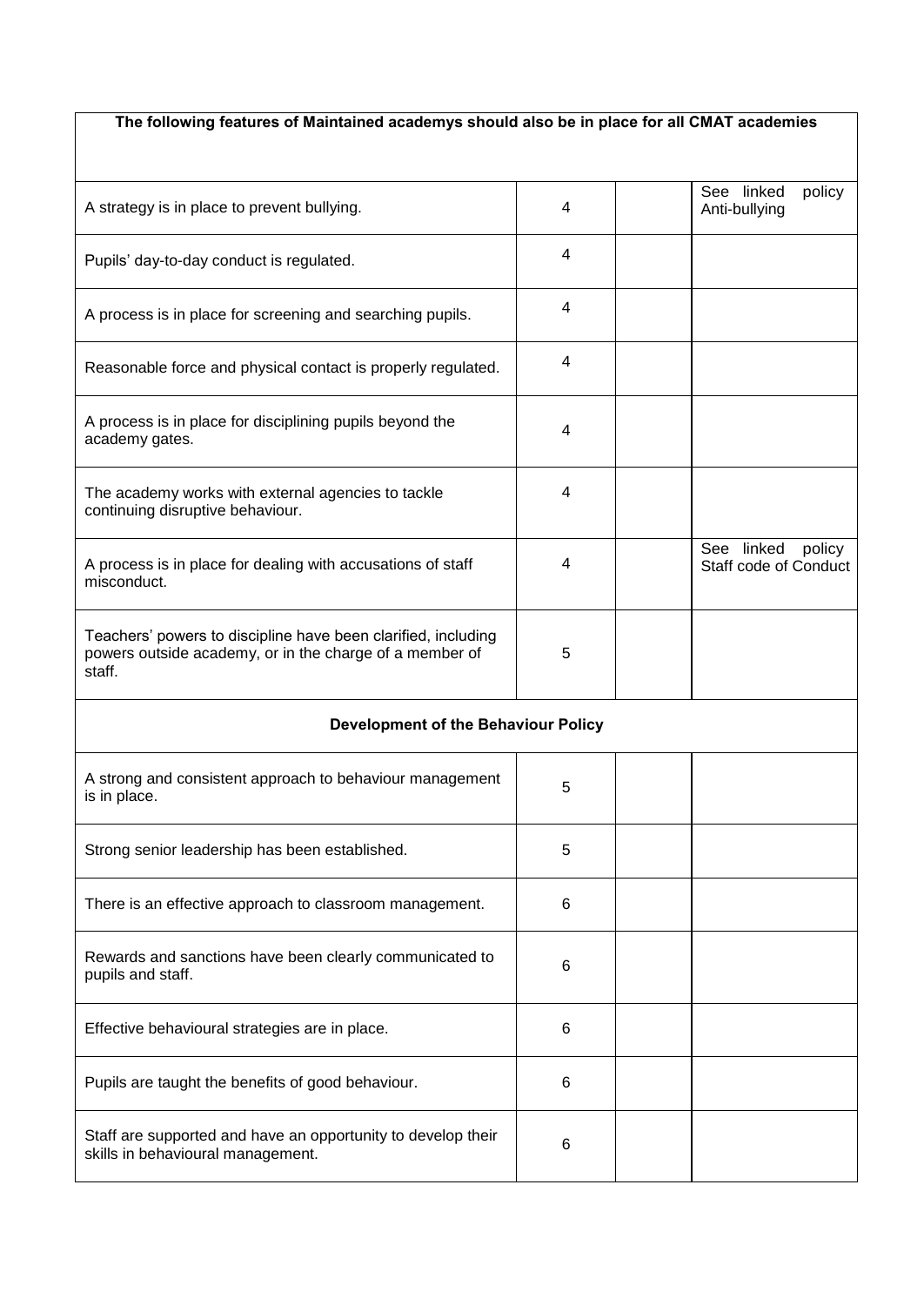| The following features of Maintained academys should also be in place for all CMAT academies | | | |
|---|---|---|---|
| A strategy is in place to prevent bullying. | 4 | | See linked policy Anti-bullying |
| Pupils' day-to-day conduct is regulated. | 4 | | |
| A process is in place for screening and searching pupils. | 4 | | |
| Reasonable force and physical contact is properly regulated. | 4 | | |
| A process is in place for disciplining pupils beyond the academy gates. | 4 | | |
| The academy works with external agencies to tackle continuing disruptive behaviour. | 4 | | |
| A process is in place for dealing with accusations of staff misconduct. | 4 | | See linked policy Staff code of Conduct |
| Teachers' powers to discipline have been clarified, including powers outside academy, or in the charge of a member of staff. | 5 | | |
| **Development of the Behaviour Policy** | | | |
| A strong and consistent approach to behaviour management is in place. | 5 | | |
| Strong senior leadership has been established. | 5 | | |
| There is an effective approach to classroom management. | 6 | | |
| Rewards and sanctions have been clearly communicated to pupils and staff. | 6 | | |
| Effective behavioural strategies are in place. | 6 | | |
| Pupils are taught the benefits of good behaviour. | 6 | | |
| Staff are supported and have an opportunity to develop their skills in behavioural management. | 6 | | |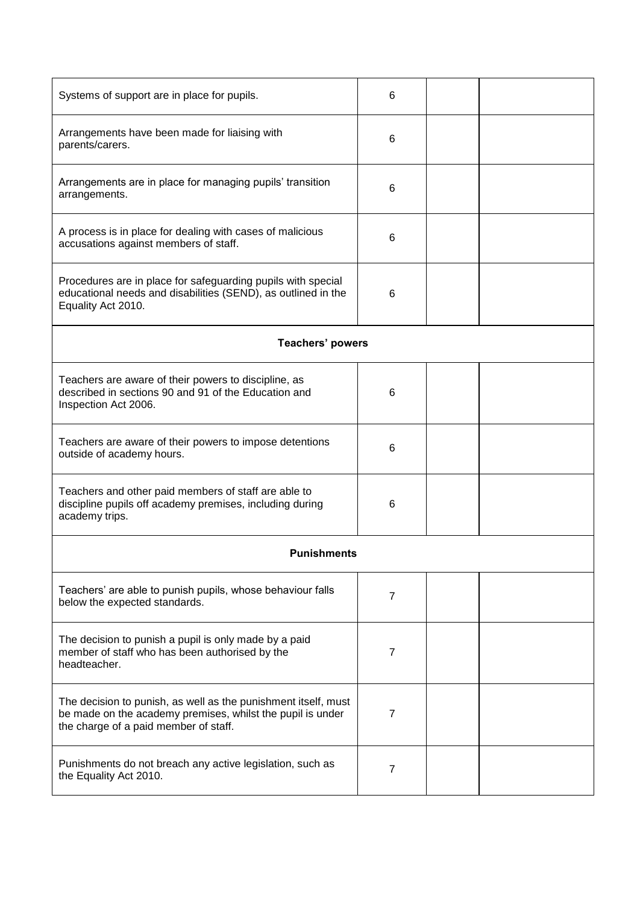| | | | |
|---|---|---|---|
| Systems of support are in place for pupils. | 6 | | |
| Arrangements have been made for liaising with parents/carers. | 6 | | |
| Arrangements are in place for managing pupils' transition arrangements. | 6 | | |
| A process is in place for dealing with cases of malicious accusations against members of staff. | 6 | | |
| Procedures are in place for safeguarding pupils with special educational needs and disabilities (SEND), as outlined in the Equality Act 2010. | 6 | | |
| **Teachers' powers** | | | |
| Teachers are aware of their powers to discipline, as described in sections 90 and 91 of the Education and Inspection Act 2006. | 6 | | |
| Teachers are aware of their powers to impose detentions outside of academy hours. | 6 | | |
| Teachers and other paid members of staff are able to discipline pupils off academy premises, including during academy trips. | 6 | | |
| **Punishments** | | | |
| Teachers' are able to punish pupils, whose behaviour falls below the expected standards. | 7 | | |
| The decision to punish a pupil is only made by a paid member of staff who has been authorised by the headteacher. | 7 | | |
| The decision to punish, as well as the punishment itself, must be made on the academy premises, whilst the pupil is under the charge of a paid member of staff. | 7 | | |
| Punishments do not breach any active legislation, such as the Equality Act 2010. | 7 | | |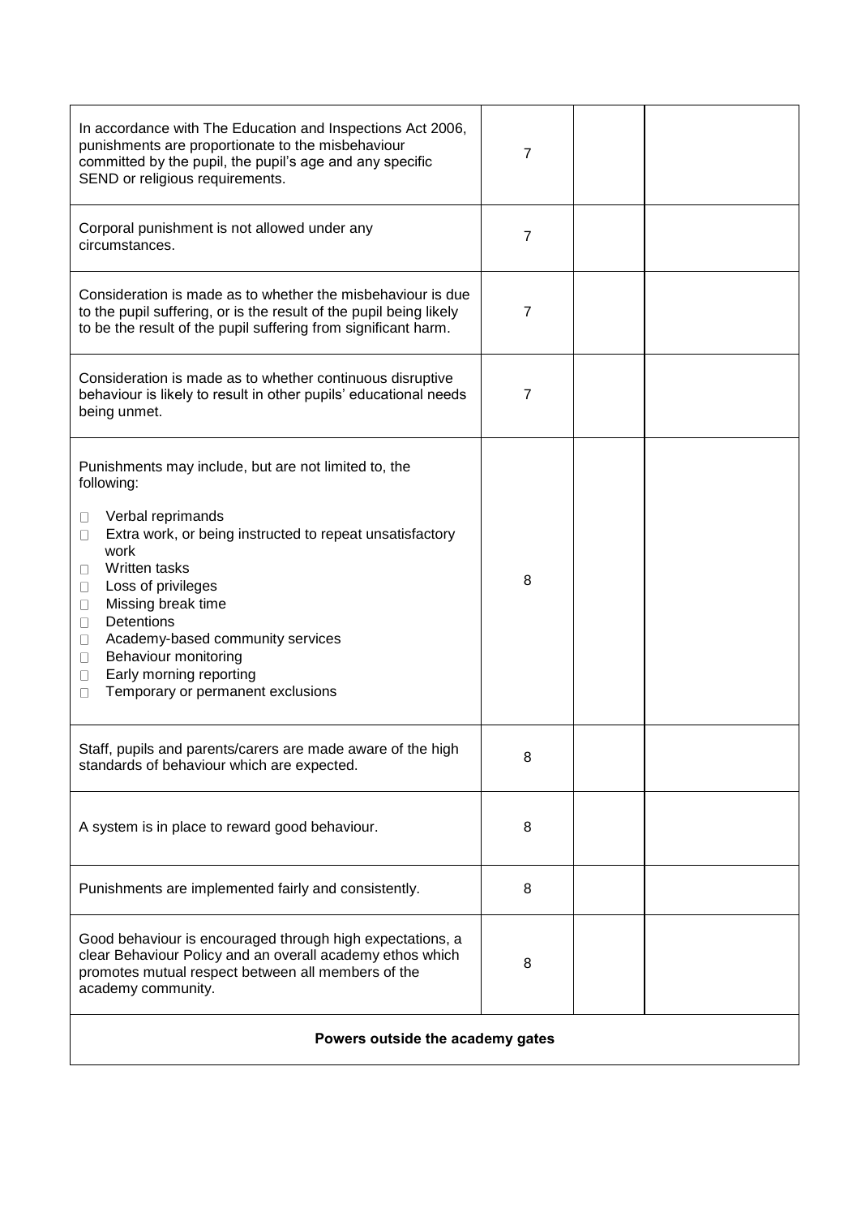| | | | |
|---|---|---|---|
| In accordance with The Education and Inspections Act 2006, punishments are proportionate to the misbehaviour committed by the pupil, the pupil's age and any specific SEND or religious requirements. | 7 | | |
| Corporal punishment is not allowed under any circumstances. | 7 | | |
| Consideration is made as to whether the misbehaviour is due to the pupil suffering, or is the result of the pupil being likely to be the result of the pupil suffering from significant harm. | 7 | | |
| Consideration is made as to whether continuous disruptive behaviour is likely to result in other pupils' educational needs being unmet. | 7 | | |
| Punishments may include, but are not limited to, the following:<br>- Verbal reprimands<br>- Extra work, or being instructed to repeat unsatisfactory work<br>- Written tasks<br>- Loss of privileges<br>- Missing break time<br>- Detentions<br>- Academy-based community services<br>- Behaviour monitoring<br>- Early morning reporting<br>- Temporary or permanent exclusions | 8 | | |
| Staff, pupils and parents/carers are made aware of the high standards of behaviour which are expected. | 8 | | |
| A system is in place to reward good behaviour. | 8 | | |
| Punishments are implemented fairly and consistently. | 8 | | |
| Good behaviour is encouraged through high expectations, a clear Behaviour Policy and an overall academy ethos which promotes mutual respect between all members of the academy community. | 8 | | |
| **Powers outside the academy gates** | | | |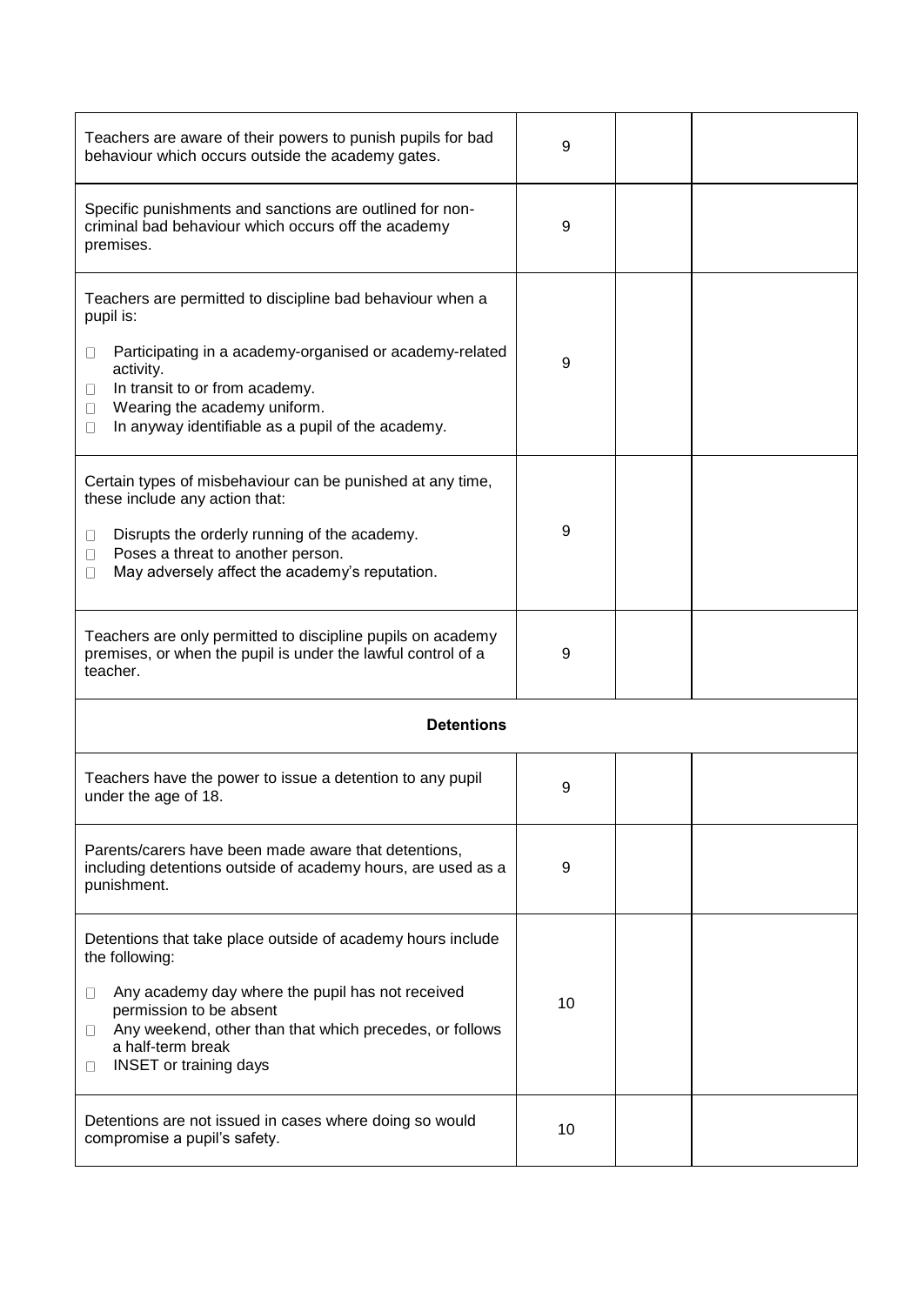| | | | |
|---|---|---|---|
| Teachers are aware of their powers to punish pupils for bad behaviour which occurs outside the academy gates. | 9 | | |
| Specific punishments and sanctions are outlined for non-criminal bad behaviour which occurs off the academy premises. | 9 | | |
| Teachers are permitted to discipline bad behaviour when a pupil is:<br>- Participating in a academy-organised or academy-related activity.<br>- In transit to or from academy.<br>- Wearing the academy uniform.<br>- In anyway identifiable as a pupil of the academy. | 9 | | |
| Certain types of misbehaviour can be punished at any time, these include any action that:<br>- Disrupts the orderly running of the academy.<br>- Poses a threat to another person.<br>- May adversely affect the academy's reputation. | 9 | | |
| Teachers are only permitted to discipline pupils on academy premises, or when the pupil is under the lawful control of a teacher. | 9 | | |
| **Detentions** | | | |
| Teachers have the power to issue a detention to any pupil under the age of 18. | 9 | | |
| Parents/carers have been made aware that detentions, including detentions outside of academy hours, are used as a punishment. | 9 | | |
| Detentions that take place outside of academy hours include the following:<br>- Any academy day where the pupil has not received permission to be absent<br>- Any weekend, other than that which precedes, or follows a half-term break<br>- INSET or training days | 10 | | |
| Detentions are not issued in cases where doing so would compromise a pupil's safety. | 10 | | |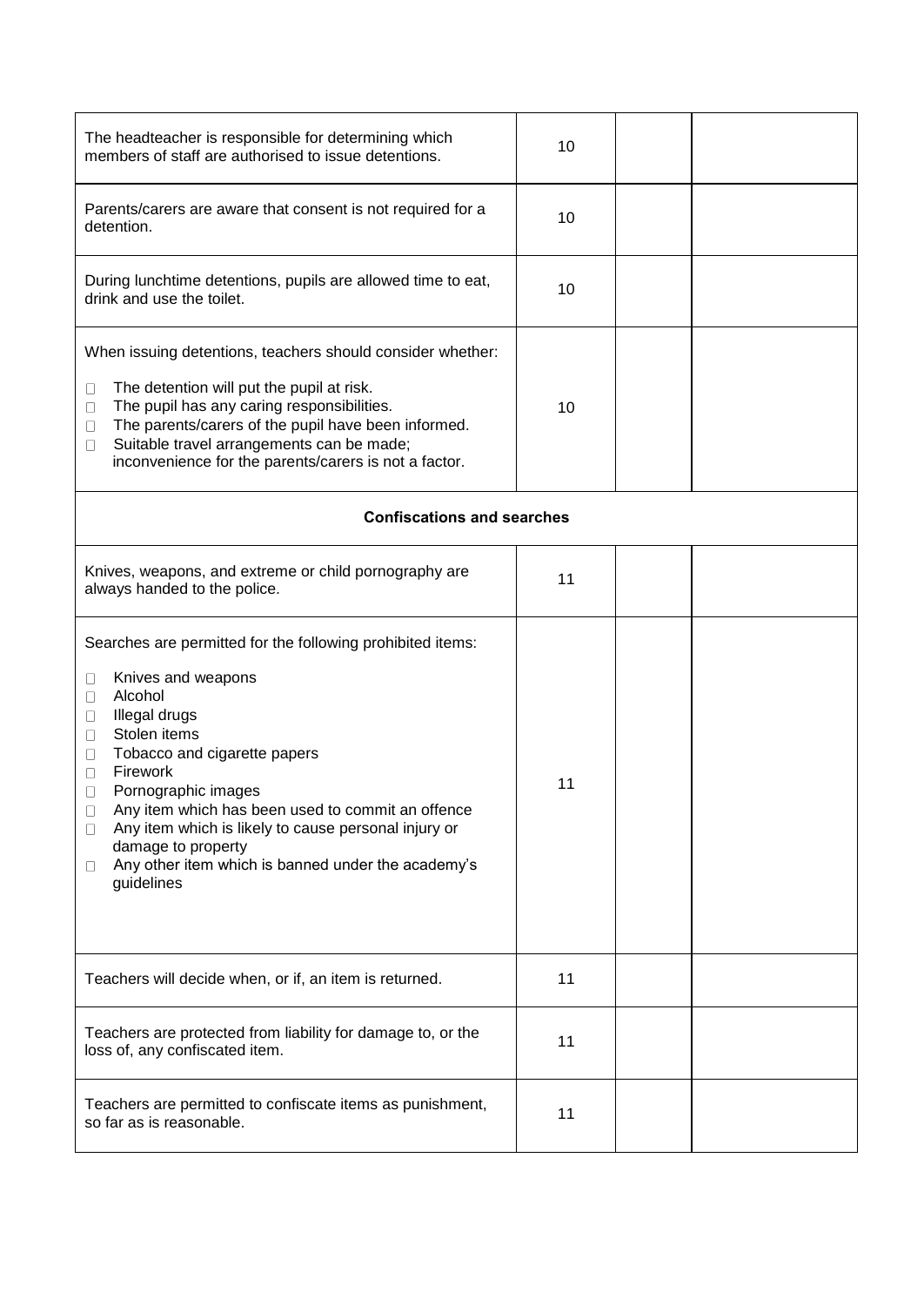| | | | |
|---|---|---|---|
| The headteacher is responsible for determining which members of staff are authorised to issue detentions. | 10 | | |
| Parents/carers are aware that consent is not required for a detention. | 10 | | |
| During lunchtime detentions, pupils are allowed time to eat, drink and use the toilet. | 10 | | |
| When issuing detentions, teachers should consider whether:<br>- The detention will put the pupil at risk.<br>- The pupil has any caring responsibilities.<br>- The parents/carers of the pupil have been informed.<br>- Suitable travel arrangements can be made; inconvenience for the parents/carers is not a factor. | 10 | | |
| **Confiscations and searches** | | | |
| Knives, weapons, and extreme or child pornography are always handed to the police. | 11 | | |
| Searches are permitted for the following prohibited items:<br>- Knives and weapons<br>- Alcohol<br>- Illegal drugs<br>- Stolen items<br>- Tobacco and cigarette papers<br>- Firework<br>- Pornographic images<br>- Any item which has been used to commit an offence<br>- Any item which is likely to cause personal injury or damage to property<br>- Any other item which is banned under the academy's guidelines | 11 | | |
| Teachers will decide when, or if, an item is returned. | 11 | | |
| Teachers are protected from liability for damage to, or the loss of, any confiscated item. | 11 | | |
| Teachers are permitted to confiscate items as punishment, so far as is reasonable. | 11 | | |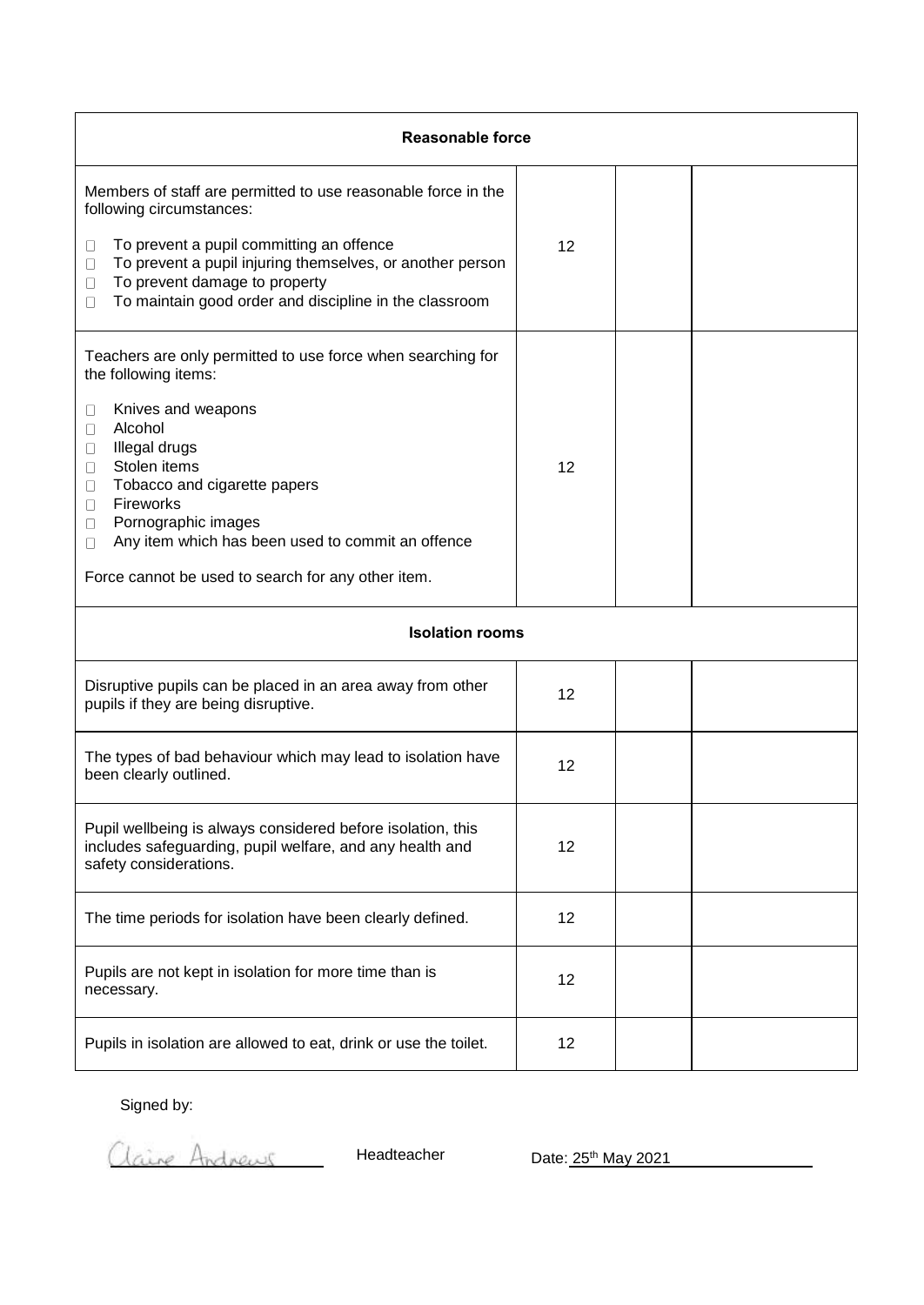| Reasonable force | | | |
|---|---|---|---|
| Members of staff are permitted to use reasonable force in the following circumstances:<br><br>☐ To prevent a pupil committing an offence<br>☐ To prevent a pupil injuring themselves, or another person<br>☐ To prevent damage to property<br>☐ To maintain good order and discipline in the classroom | 12 | | |
| Teachers are only permitted to use force when searching for the following items:<br><br>☐ Knives and weapons<br>☐ Alcohol<br>☐ Illegal drugs<br>☐ Stolen items<br>☐ Tobacco and cigarette papers<br>☐ Fireworks<br>☐ Pornographic images<br>☐ Any item which has been used to commit an offence<br><br>Force cannot be used to search for any other item. | 12 | | |
| **Isolation rooms** | | | |
| Disruptive pupils can be placed in an area away from other pupils if they are being disruptive. | 12 | | |
| The types of bad behaviour which may lead to isolation have been clearly outlined. | 12 | | |
| Pupil wellbeing is always considered before isolation, this includes safeguarding, pupil welfare, and any health and safety considerations. | 12 | | |
| The time periods for isolation have been clearly defined. | 12 | | |
| Pupils are not kept in isolation for more time than is necessary. | 12 | | |
| Pupils in isolation are allowed to eat, drink or use the toilet. | 12 | | |

Signed by:

Claire Andrews Headteacher Date: 25th May 2021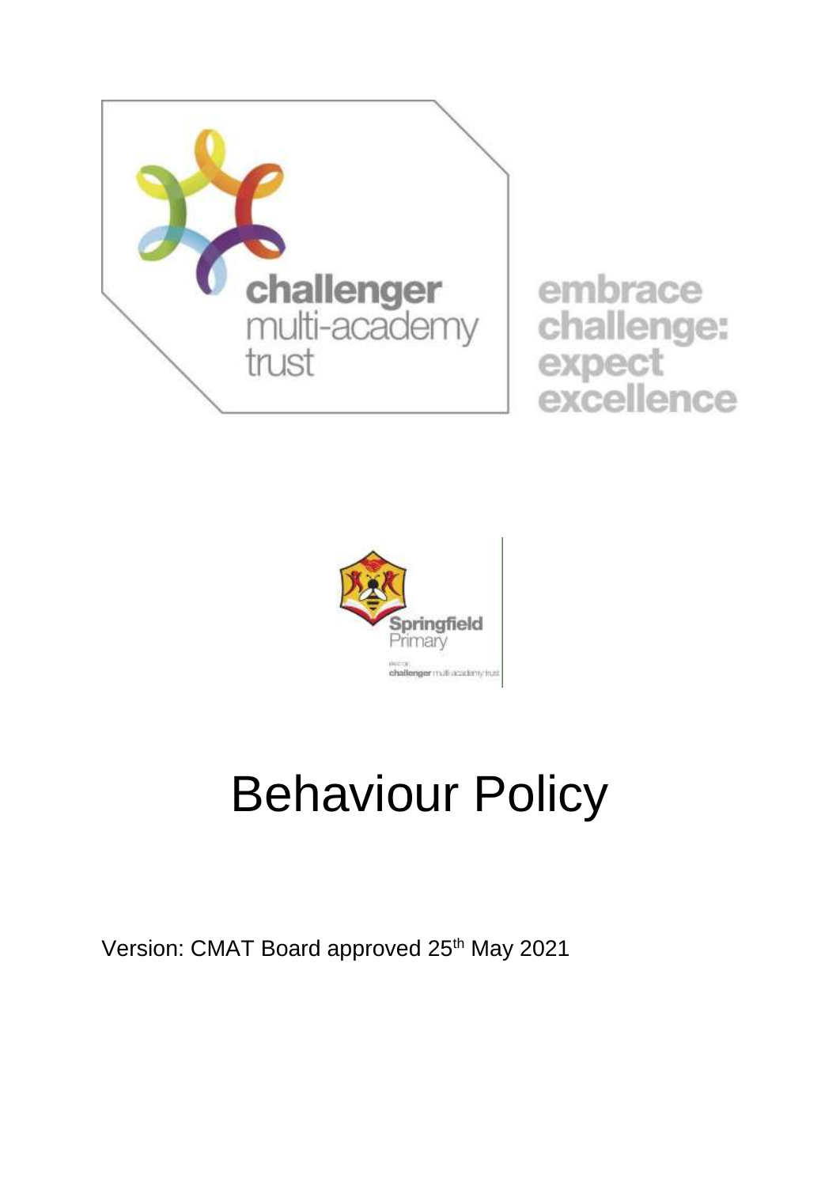challenger
multi-academy
trust

embrace
challenge:
expect
excellence

Springfield
Primary

PART OF
challenger multi-academy trust

# Behaviour Policy

Version: CMAT Board approved 25th May 2021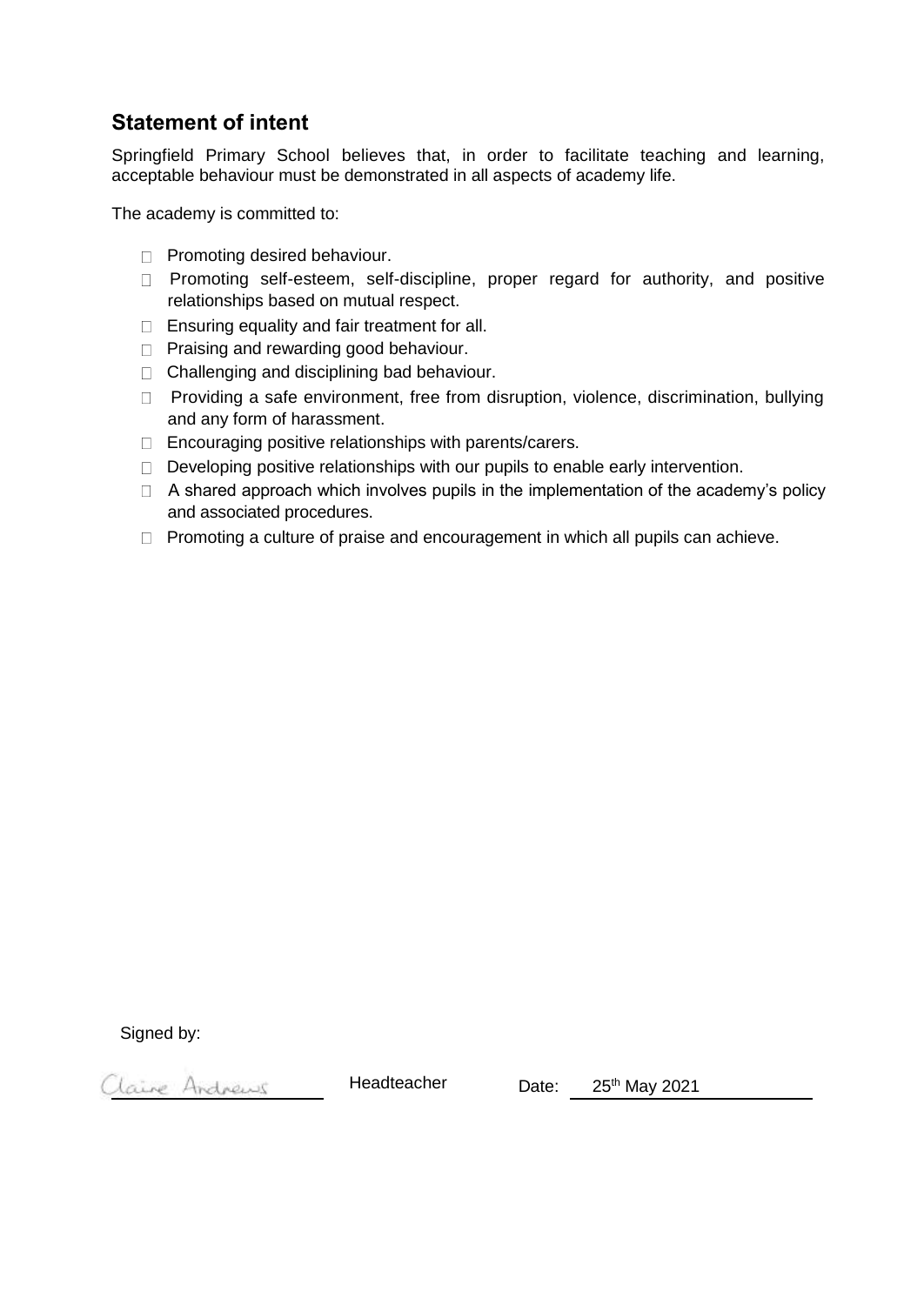## Statement of intent

Springfield Primary School believes that, in order to facilitate teaching and learning, acceptable behaviour must be demonstrated in all aspects of academy life.

The academy is committed to:

- Promoting desired behaviour.
- Promoting self-esteem, self-discipline, proper regard for authority, and positive relationships based on mutual respect.
- Ensuring equality and fair treatment for all.
- Praising and rewarding good behaviour.
- Challenging and disciplining bad behaviour.
- Providing a safe environment, free from disruption, violence, discrimination, bullying and any form of harassment.
- Encouraging positive relationships with parents/carers.
- Developing positive relationships with our pupils to enable early intervention.
- A shared approach which involves pupils in the implementation of the academy's policy and associated procedures.
- Promoting a culture of praise and encouragement in which all pupils can achieve.

Signed by:

Claire Andrews Headteacher Date: 25th May 2021